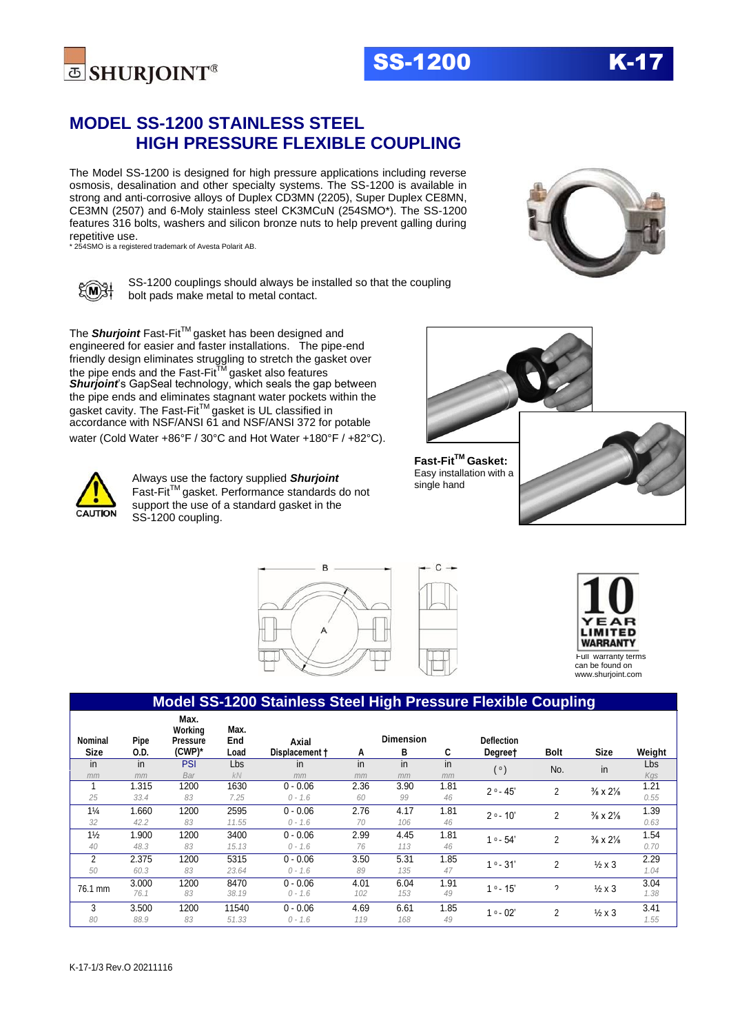# MODEL SS-1200 STAINLESS STEEL HIGH PRESSURE FLEXIBLE COUPLING

The Model SS-1200 is designed for high pressure applications including reverse osmosis, desalination and other specialty systems. The SS-1200 is available in strong and anti-corrosive alloys of Duplex CD3MN (2205), Super Duplex CE8MN, CE3MN (2507) and 6-Moly stainless steel CK3MCuN (254SMO*). The SS-1200 features 316 bolts, washers and silicon bronze nuts to help prevent galling during repetitive use.

\* 254SMO is a registered trademark of Avesta Polarit AB.

SS-1200 couplings should always be installed so that the coupling bolt pads make metal to metal contact.

The ***Shurjoint*** Fast-Fit™ gasket has been designed and engineered for easier and faster installations. The pipe-end friendly design eliminates struggling to stretch the gasket over the pipe ends and the Fast-Fit™ gasket also features ***Shurjoint***'s GapSeal technology, which seals the gap between the pipe ends and eliminates stagnant water pockets within the gasket cavity. The Fast-Fit™ gasket is UL classified in accordance with NSF/ANSI 61 and NSF/ANSI 372 for potable water (Cold Water +86°F / 30°C and Hot Water +180°F / +82°C).

**Fast-Fit™ Gasket:** Easy installation with a single hand

CAUTION: Always use the factory supplied ***Shurjoint*** Fast-Fit™ gasket. Performance standards do not support the use of a standard gasket in the SS-1200 coupling.

10 YEAR LIMITED WARRANTY — Full warranty terms can be found on www.shurjoint.com

## Model SS-1200 Stainless Steel High Pressure Flexible Coupling

| Nominal Size | Pipe O.D. | Max. Working Pressure (CWP)* | Max. End Load | Axial Displacement † | Dimension A | Dimension B | Dimension C | Deflection Degree† | Bolt | Size | Weight |
|---|---|---|---|---|---|---|---|---|---|---|---|
| in / *mm* | in / *mm* | PSI / *Bar* | Lbs / *kN* | in / *mm* | in / *mm* | in / *mm* | in / *mm* | ( ° ) | No. | in | Lbs / *Kgs* |
| 1 / *25* | 1.315 / *33.4* | 1200 / *83* | 1630 / *7.25* | 0 - 0.06 / *0 - 1.6* | 2.36 / *60* | 3.90 / *99* | 1.81 / *46* | 2 ° - 45' | 2 | ⅜ x 2⅛ | 1.21 / *0.55* |
| 1¼ / *32* | 1.660 / *42.2* | 1200 / *83* | 2595 / *11.55* | 0 - 0.06 / *0 - 1.6* | 2.76 / *70* | 4.17 / *106* | 1.81 / *46* | 2 ° - 10' | 2 | ⅜ x 2⅛ | 1.39 / *0.63* |
| 1½ / *40* | 1.900 / *48.3* | 1200 / *83* | 3400 / *15.13* | 0 - 0.06 / *0 - 1.6* | 2.99 / *76* | 4.45 / *113* | 1.81 / *46* | 1 ° - 54' | 2 | ⅜ x 2⅛ | 1.54 / *0.70* |
| 2 / *50* | 2.375 / *60.3* | 1200 / *83* | 5315 / *23.64* | 0 - 0.06 / *0 - 1.6* | 3.50 / *89* | 5.31 / *135* | 1.85 / *47* | 1 ° - 31' | 2 | ½ x 3 | 2.29 / *1.04* |
| 76.1 mm | 3.000 / *76.1* | 1200 / *83* | 8470 / *38.19* | 0 - 0.06 / *0 - 1.6* | 4.01 / *102* | 6.04 / *153* | 1.91 / *49* | 1 ° - 15' | 2 | ½ x 3 | 3.04 / *1.38* |
| 3 / *80* | 3.500 / *88.9* | 1200 / *83* | 11540 / *51.33* | 0 - 0.06 / *0 - 1.6* | 4.69 / *119* | 6.61 / *168* | 1.85 / *49* | 1 ° - 02' | 2 | ½ x 3 | 3.41 / *1.55* |

K-17-1/3 Rev.O 20211116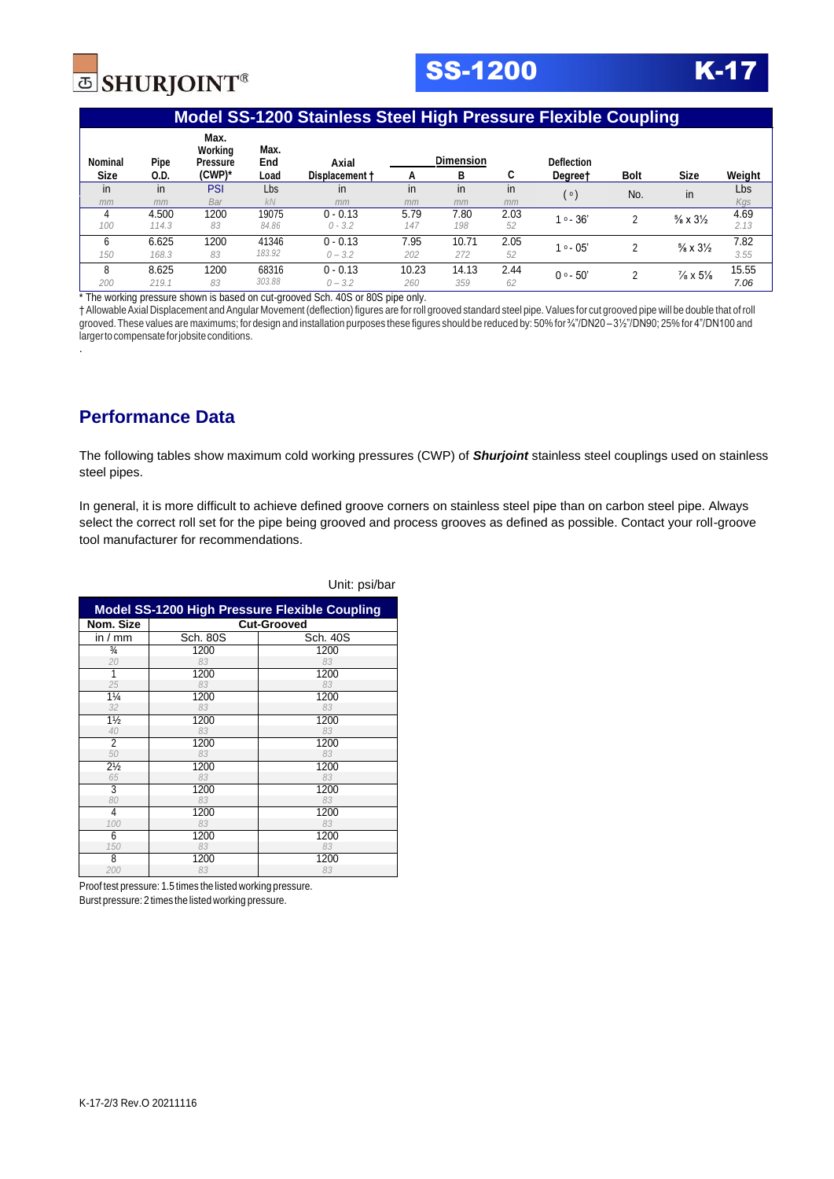SHURJOINT®

# SS-1200 K-17

## Model SS-1200 Stainless Steel High Pressure Flexible Coupling

| Nominal Size | Pipe O.D. | Max. Working Pressure (CWP)* | Max. End Load | Axial Displacement † | Dimension A | Dimension B | Dimension C | Deflection Degree† | Bolt | Size | Weight |
|---|---|---|---|---|---|---|---|---|---|---|---|
| in / mm | in / mm | PSI / Bar | Lbs / kN | in / mm | in / mm | in / mm | in / mm | (°) | No. | in | Lbs / Kgs |
| 4 / 100 | 4.500 / 114.3 | 1200 / 83 | 19075 / 84.86 | 0 - 0.13 / 0 - 3.2 | 5.79 / 147 | 7.80 / 198 | 2.03 / 52 | 1° - 36' | 2 | ⅝ x 3½ | 4.69 / 2.13 |
| 6 / 150 | 6.625 / 168.3 | 1200 / 83 | 41346 / 183.92 | 0 - 0.13 / 0 – 3.2 | 7.95 / 202 | 10.71 / 272 | 2.05 / 52 | 1° - 05' | 2 | ⅝ x 3½ | 7.82 / 3.55 |
| 8 / 200 | 8.625 / 219.1 | 1200 / 83 | 68316 / 303.88 | 0 - 0.13 / 0 – 3.2 | 10.23 / 260 | 14.13 / 359 | 2.44 / 62 | 0° - 50' | 2 | ⅞ x 5⅛ | 15.55 / 7.06 |

\* The working pressure shown is based on cut-grooved Sch. 40S or 80S pipe only.

† Allowable Axial Displacement and Angular Movement (deflection) figures are for roll grooved standard steel pipe. Values for cut grooved pipe will be double that of roll grooved. These values are maximums; for design and installation purposes these figures should be reduced by: 50% for ¾"/DN20 – 3½"/DN90; 25% for 4"/DN100 and larger to compensate for jobsite conditions.

## Performance Data

The following tables show maximum cold working pressures (CWP) of ***Shurjoint*** stainless steel couplings used on stainless steel pipes.

In general, it is more difficult to achieve defined groove corners on stainless steel pipe than on carbon steel pipe. Always select the correct roll set for the pipe being grooved and process grooves as defined as possible. Contact your roll-groove tool manufacturer for recommendations.

Unit: psi/bar

**Model SS-1200 High Pressure Flexible Coupling**

| Nom. Size | Cut-Grooved | |
|---|---|---|
| in / mm | Sch. 80S | Sch. 40S |
| ¾ / 20 | 1200 / 83 | 1200 / 83 |
| 1 / 25 | 1200 / 83 | 1200 / 83 |
| 1¼ / 32 | 1200 / 83 | 1200 / 83 |
| 1½ / 40 | 1200 / 83 | 1200 / 83 |
| 2 / 50 | 1200 / 83 | 1200 / 83 |
| 2½ / 65 | 1200 / 83 | 1200 / 83 |
| 3 / 80 | 1200 / 83 | 1200 / 83 |
| 4 / 100 | 1200 / 83 | 1200 / 83 |
| 6 / 150 | 1200 / 83 | 1200 / 83 |
| 8 / 200 | 1200 / 83 | 1200 / 83 |

Proof test pressure: 1.5 times the listed working pressure.
Burst pressure: 2 times the listed working pressure.

K-17-2/3 Rev.O 20211116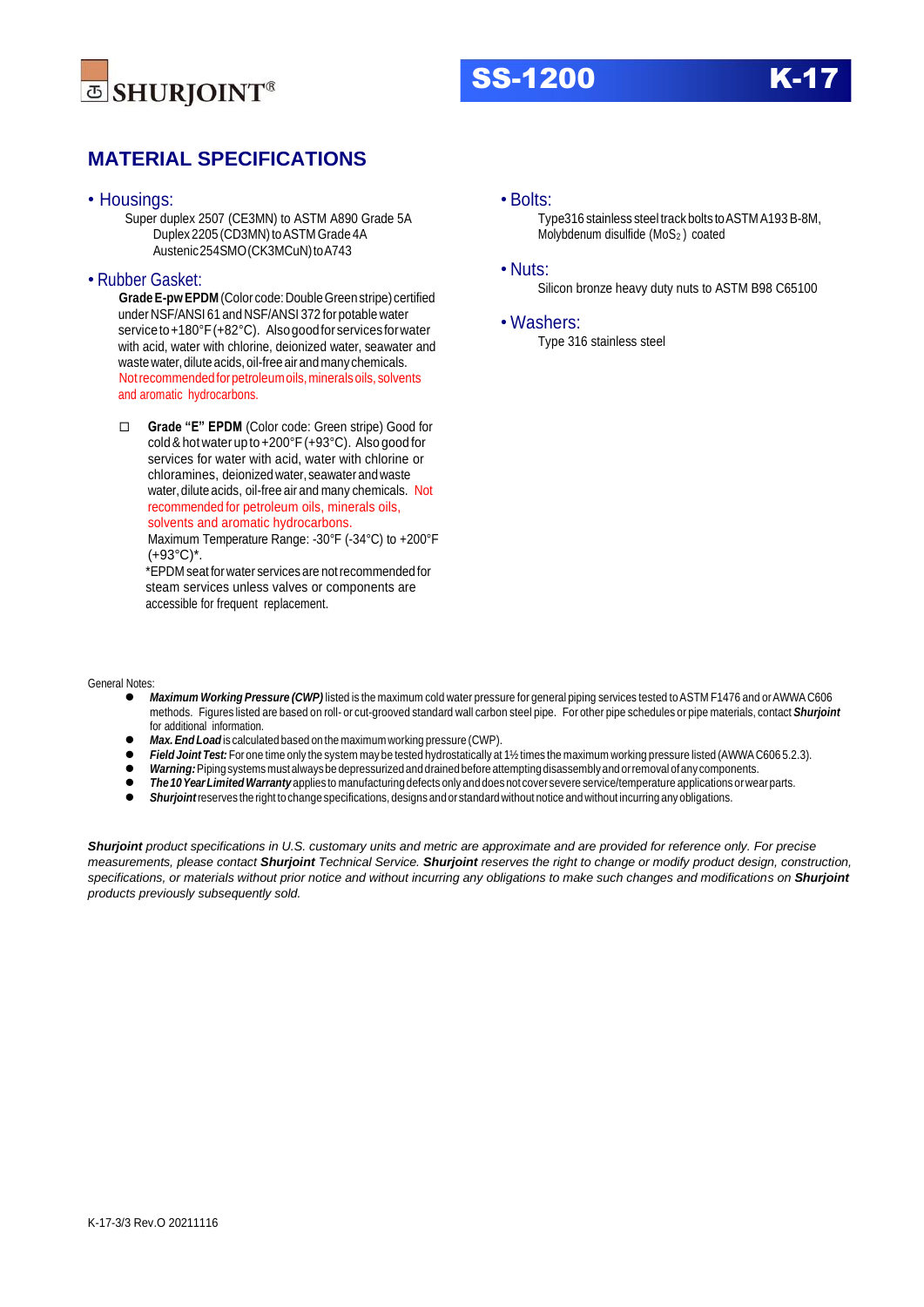# MATERIAL SPECIFICATIONS

• Housings:

Super duplex 2507 (CE3MN) to ASTM A890 Grade 5A
Duplex 2205 (CD3MN) to ASTM Grade 4A
Austenic 254SMO (CK3MCuN) to A743

• Rubber Gasket:

**Grade E-pw EPDM** (Color code: Double Green stripe) certified under NSF/ANSI 61 and NSF/ANSI 372 for potable water service to +180°F (+82°C). Also good for services for water with acid, water with chlorine, deionized water, seawater and waste water, dilute acids, oil-free air and many chemicals. Not recommended for petroleum oils, minerals oils, solvents and aromatic hydrocarbons.

☐ **Grade "E" EPDM** (Color code: Green stripe) Good for cold & hot water up to +200°F (+93°C). Also good for services for water with acid, water with chlorine or chloramines, deionized water, seawater and waste water, dilute acids, oil-free air and many chemicals. Not recommended for petroleum oils, minerals oils, solvents and aromatic hydrocarbons.
Maximum Temperature Range: -30°F (-34°C) to +200°F (+93°C)*.
*EPDM seat for water services are not recommended for steam services unless valves or components are accessible for frequent replacement.

• Bolts:

Type316 stainless steel track bolts to ASTM A193 B-8M, Molybdenum disulfide ($MoS_2$) coated

• Nuts:

Silicon bronze heavy duty nuts to ASTM B98 C65100

• Washers:

Type 316 stainless steel

General Notes:

- ***Maximum Working Pressure (CWP)*** listed is the maximum cold water pressure for general piping services tested to ASTM F1476 and or AWWA C606 methods. Figures listed are based on roll- or cut-grooved standard wall carbon steel pipe. For other pipe schedules or pipe materials, contact ***Shurjoint*** for additional information.
- ***Max. End Load*** is calculated based on the maximum working pressure (CWP).
- ***Field Joint Test:*** For one time only the system may be tested hydrostatically at 1½ times the maximum working pressure listed (AWWA C606 5.2.3).
- ***Warning:*** Piping systems must always be depressurized and drained before attempting disassembly and or removal of any components.
- ***The 10 Year Limited Warranty*** applies to manufacturing defects only and does not cover severe service/temperature applications or wear parts.
- ***Shurjoint*** reserves the right to change specifications, designs and or standard without notice and without incurring any obligations.

***Shurjoint*** *product specifications in U.S. customary units and metric are approximate and are provided for reference only. For precise measurements, please contact* ***Shurjoint*** *Technical Service.* ***Shurjoint*** *reserves the right to change or modify product design, construction, specifications, or materials without prior notice and without incurring any obligations to make such changes and modifications on* ***Shurjoint*** *products previously subsequently sold.*